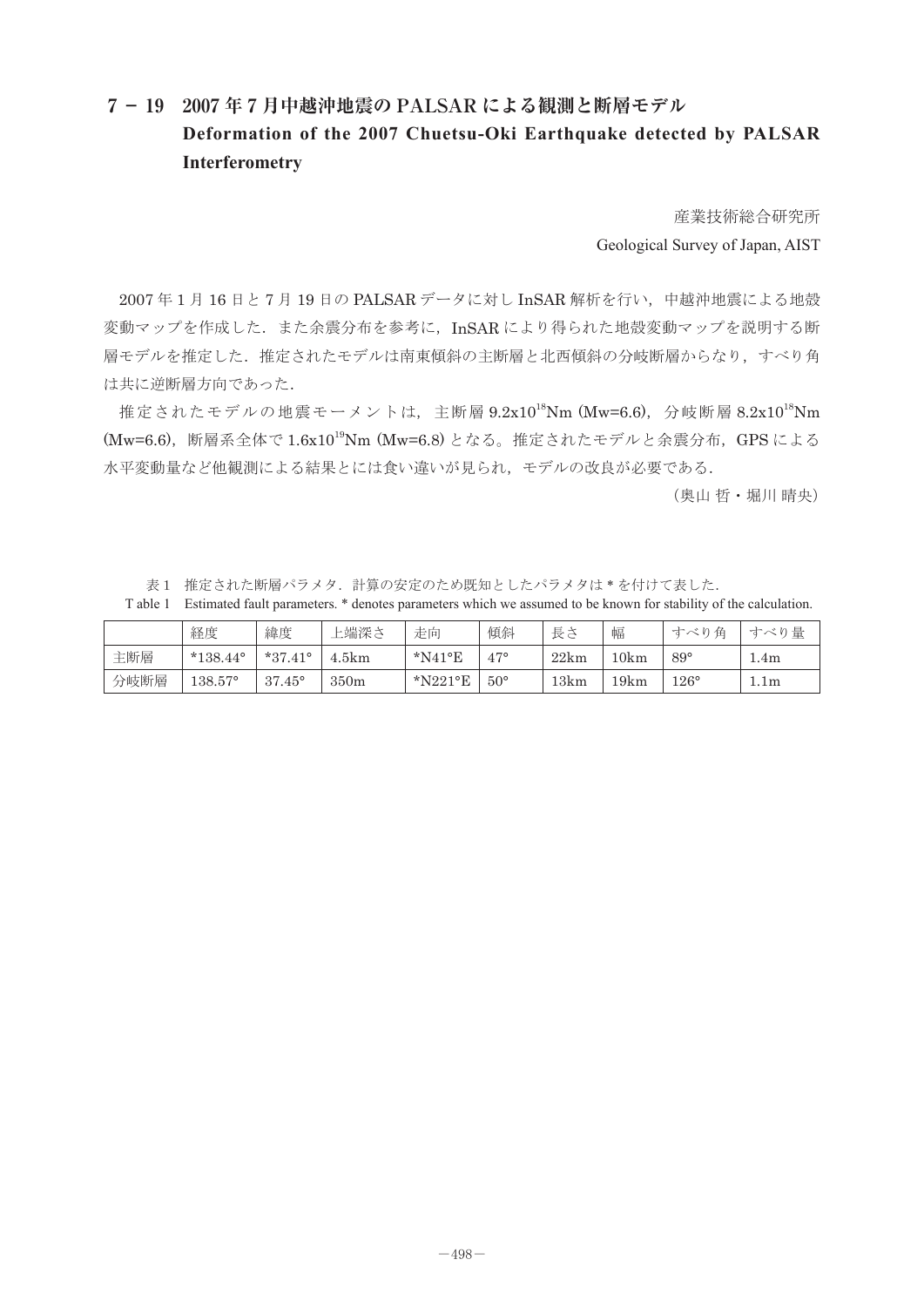# 7－19　2007年7月中越沖地震のPALSARによる観測と断層モデル
# Deformation of the 2007 Chuetsu-Oki Earthquake detected by PALSAR Interferometry

産業技術総合研究所

Geological Survey of Japan, AIST

2007年1月16日と7月19日のPALSARデータに対しInSAR解析を行い，中越沖地震による地殻変動マップを作成した．また余震分布を参考に，InSARにより得られた地殻変動マップを説明する断層モデルを推定した．推定されたモデルは南東傾斜の主断層と北西傾斜の分岐断層からなり，すべり角は共に逆断層方向であった．

推定されたモデルの地震モーメントは，主断層 $9.2 \times 10^{18}$Nm (Mw=6.6)，分岐断層 $8.2 \times 10^{18}$Nm (Mw=6.6)，断層系全体で $1.6 \times 10^{19}$Nm (Mw=6.8) となる。推定されたモデルと余震分布，GPSによる水平変動量など他観測による結果とには食い違いが見られ，モデルの改良が必要である．

（奥山 哲・堀川 晴央）

表1　推定された断層パラメタ．計算の安定のため既知としたパラメタは*を付けて表した．

Table 1　Estimated fault parameters. * denotes parameters which we assumed to be known for stability of the calculation.

| | 経度 | 緯度 | 上端深さ | 走向 | 傾斜 | 長さ | 幅 | すべり角 | すべり量 |
|---|---|---|---|---|---|---|---|---|---|
| 主断層 | *138.44° | *37.41° | 4.5km | *N41°E | 47° | 22km | 10km | 89° | 1.4m |
| 分岐断層 | 138.57° | 37.45° | 350m | *N221°E | 50° | 13km | 19km | 126° | 1.1m |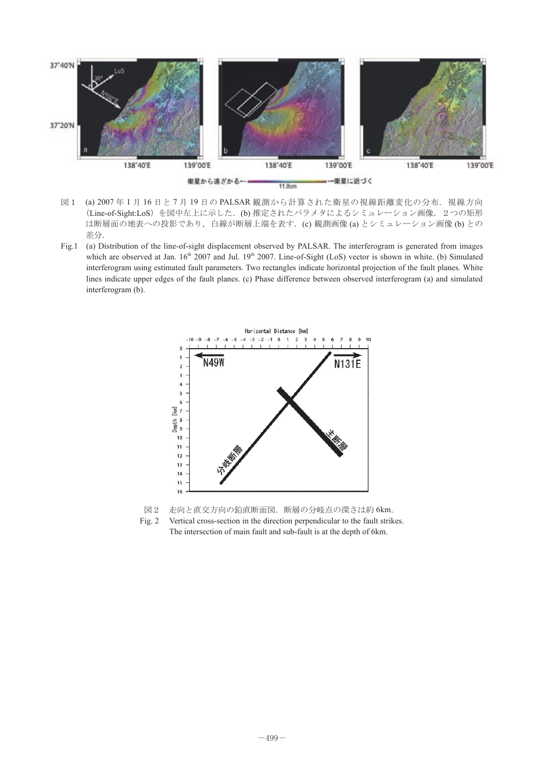37°40'N

37°20'N

a

LoS

38°

N100°E

b

c

138°40'E 139°00'E

138°40'E 139°00'E

138°40'E 139°00'E

衛星から遠ざかる← 11.8cm →衛星に近づく

図１　(a) 2007 年 1 月 16 日と 7 月 19 日の PALSAR 観測から計算された衛星の視線距離変化の分布．視線方向（Line-of-Sight:LoS）を図中左上に示した．(b) 推定されたパラメタによるシミュレーション画像．２つの矩形は断層面の地表への投影であり，白線が断層上端を表す．(c) 観測画像 (a) とシミュレーション画像 (b) との差分．

Fig.1　(a) Distribution of the line-of-sight displacement observed by PALSAR. The interferogram is generated from images which are observed at Jan. 16th 2007 and Jul. 19th 2007. Line-of-Sight (LoS) vector is shown in white. (b) Simulated interferogram using estimated fault parameters. Two rectangles indicate horizontal projection of the fault planes. White lines indicate upper edges of the fault planes. (c) Phase difference between observed interferogram (a) and simulated interferogram (b).

Horizontal Distance [km]

-10 -9 -8 -7 -6 -5 -4 -3 -2 -1 0 1 2 3 4 5 6 7 8 9 10

Depth [km]

0 1 2 3 4 5 6 7 8 9 10 11 12 13 14 15 16

N49W

N131E

分岐断層

主断層

図２　走向と直交方向の鉛直断面図．断層の分岐点の深さは約 6km．

Fig. 2　Vertical cross-section in the direction perpendicular to the fault strikes. The intersection of main fault and sub-fault is at the depth of 6km.